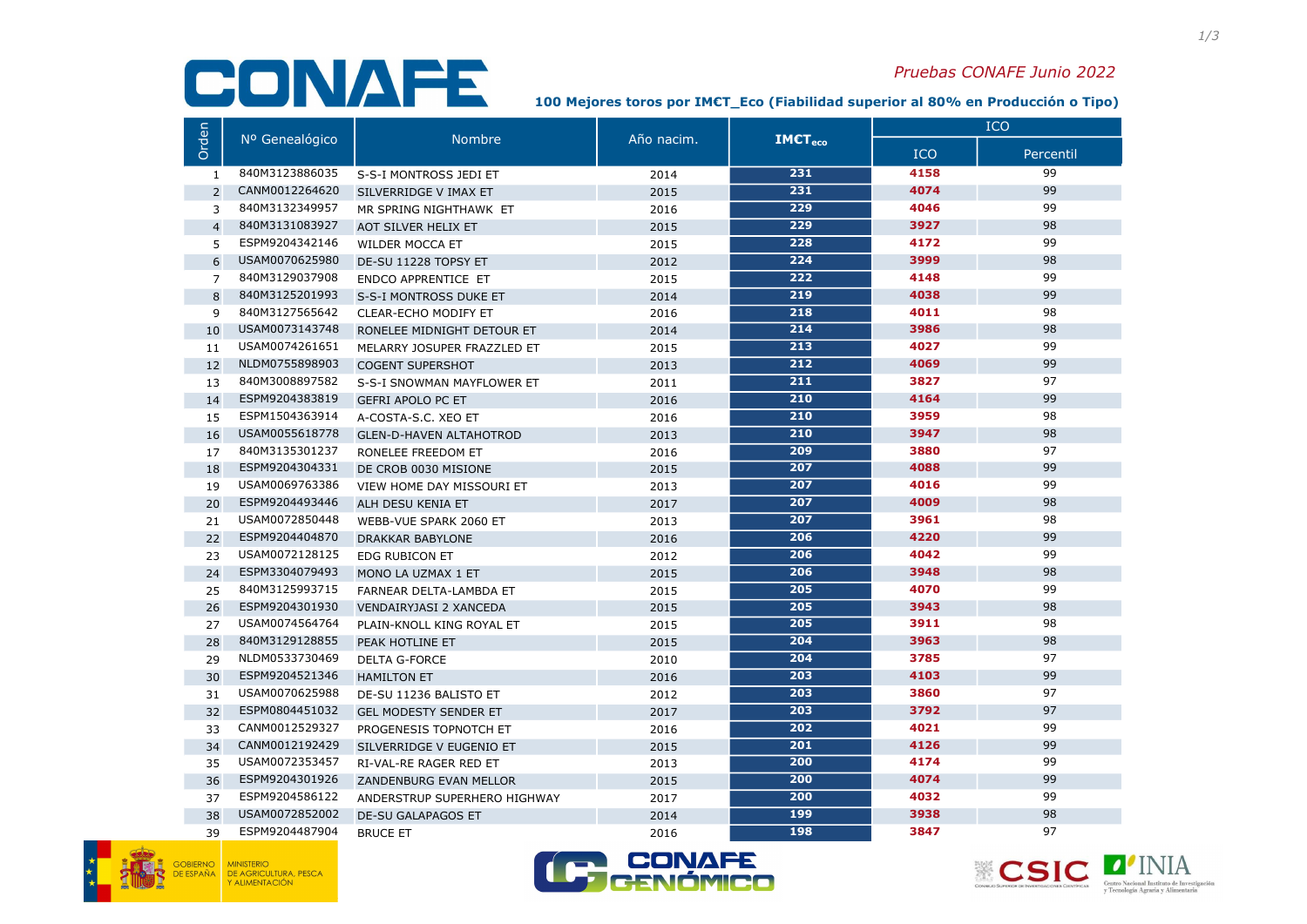# CONAFE

*Pruebas CONAFE Junio 2022*

**100 Mejores toros por IM€T_Eco (Fiabilidad superior al 80% en Producción o Tipo)**

| Orden | Nº Genealógico | Nombre | Año nacim. | $IM€T_{eco}$ | ICO | |
|---|---|---|---|---|---|---|
| | | | | | ICO | Percentil |
| 1 | 840M3123886035 | S-S-I MONTROSS JEDI ET | 2014 | 231 | 4158 | 99 |
| 2 | CANM0012264620 | SILVERRIDGE V IMAX ET | 2015 | 231 | 4074 | 99 |
| 3 | 840M3132349957 | MR SPRING NIGHTHAWK ET | 2016 | 229 | 4046 | 99 |
| 4 | 840M3131083927 | AOT SILVER HELIX ET | 2015 | 229 | 3927 | 98 |
| 5 | ESPM9204342146 | WILDER MOCCA ET | 2015 | 228 | 4172 | 99 |
| 6 | USAM0070625980 | DE-SU 11228 TOPSY ET | 2012 | 224 | 3999 | 98 |
| 7 | 840M3129037908 | ENDCO APPRENTICE ET | 2015 | 222 | 4148 | 99 |
| 8 | 840M3125201993 | S-S-I MONTROSS DUKE ET | 2014 | 219 | 4038 | 99 |
| 9 | 840M3127565642 | CLEAR-ECHO MODIFY ET | 2016 | 218 | 4011 | 98 |
| 10 | USAM0073143748 | RONELEE MIDNIGHT DETOUR ET | 2014 | 214 | 3986 | 98 |
| 11 | USAM0074261651 | MELARRY JOSUPER FRAZZLED ET | 2015 | 213 | 4027 | 99 |
| 12 | NLDM0755898903 | COGENT SUPERSHOT | 2013 | 212 | 4069 | 99 |
| 13 | 840M3008897582 | S-S-I SNOWMAN MAYFLOWER ET | 2011 | 211 | 3827 | 97 |
| 14 | ESPM9204383819 | GEFRI APOLO PC ET | 2016 | 210 | 4164 | 99 |
| 15 | ESPM1504363914 | A-COSTA-S.C. XEO ET | 2016 | 210 | 3959 | 98 |
| 16 | USAM0055618778 | GLEN-D-HAVEN ALTAHOTROD | 2013 | 210 | 3947 | 98 |
| 17 | 840M3135301237 | RONELEE FREEDOM ET | 2016 | 209 | 3880 | 97 |
| 18 | ESPM9204304331 | DE CROB 0030 MISIONE | 2015 | 207 | 4088 | 99 |
| 19 | USAM0069763386 | VIEW HOME DAY MISSOURI ET | 2013 | 207 | 4016 | 99 |
| 20 | ESPM9204493446 | ALH DESU KENIA ET | 2017 | 207 | 4009 | 98 |
| 21 | USAM0072850448 | WEBB-VUE SPARK 2060 ET | 2013 | 207 | 3961 | 98 |
| 22 | ESPM9204404870 | DRAKKAR BABYLONE | 2016 | 206 | 4220 | 99 |
| 23 | USAM0072128125 | EDG RUBICON ET | 2012 | 206 | 4042 | 99 |
| 24 | ESPM3304079493 | MONO LA UZMAX 1 ET | 2015 | 206 | 3948 | 98 |
| 25 | 840M3125993715 | FARNEAR DELTA-LAMBDA ET | 2015 | 205 | 4070 | 99 |
| 26 | ESPM9204301930 | VENDAIRYJASI 2 XANCEDA | 2015 | 205 | 3943 | 98 |
| 27 | USAM0074564764 | PLAIN-KNOLL KING ROYAL ET | 2015 | 205 | 3911 | 98 |
| 28 | 840M3129128855 | PEAK HOTLINE ET | 2015 | 204 | 3963 | 98 |
| 29 | NLDM0533730469 | DELTA G-FORCE | 2010 | 204 | 3785 | 97 |
| 30 | ESPM9204521346 | HAMILTON ET | 2016 | 203 | 4103 | 99 |
| 31 | USAM0070625988 | DE-SU 11236 BALISTO ET | 2012 | 203 | 3860 | 97 |
| 32 | ESPM0804451032 | GEL MODESTY SENDER ET | 2017 | 203 | 3792 | 97 |
| 33 | CANM0012529327 | PROGENESIS TOPNOTCH ET | 2016 | 202 | 4021 | 99 |
| 34 | CANM0012192429 | SILVERRIDGE V EUGENIO ET | 2015 | 201 | 4126 | 99 |
| 35 | USAM0072353457 | RI-VAL-RE RAGER RED ET | 2013 | 200 | 4174 | 99 |
| 36 | ESPM9204301926 | ZANDENBURG EVAN MELLOR | 2015 | 200 | 4074 | 99 |
| 37 | ESPM9204586122 | ANDERSTRUP SUPERHERO HIGHWAY | 2017 | 200 | 4032 | 99 |
| 38 | USAM0072852002 | DE-SU GALAPAGOS ET | 2014 | 199 | 3938 | 98 |
| 39 | ESPM9204487904 | BRUCE ET | 2016 | 198 | 3847 | 97 |

GOBIERNO DE ESPAÑA — MINISTERIO DE AGRICULTURA, PESCA Y ALIMENTACIÓN

CONAFE GENÓMICO

CSIC — INIA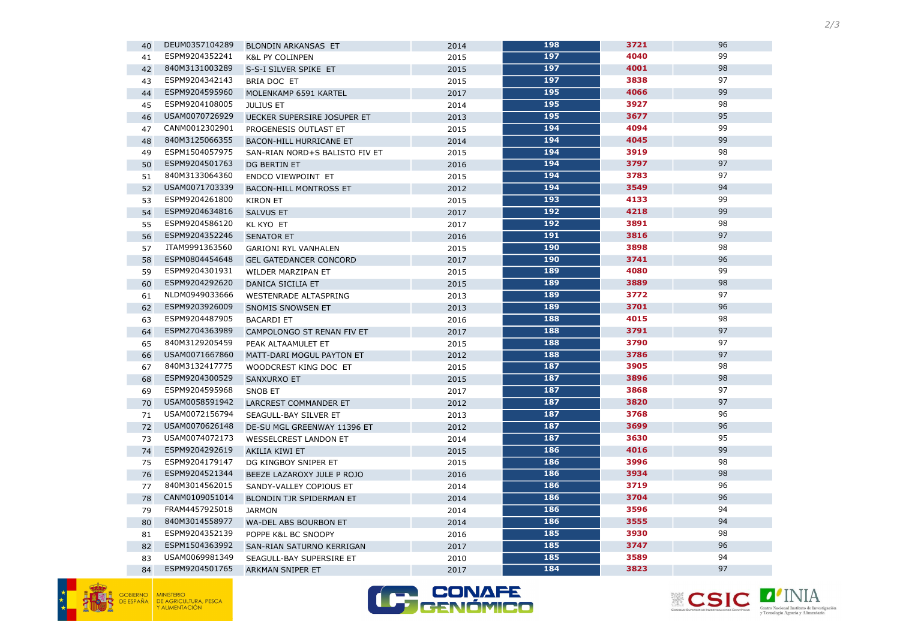| | | | | | | |
|---|---|---|---|---|---|---|
| 40 | DEUM0357104289 | BLONDIN ARKANSAS ET | 2014 | 198 | 3721 | 96 |
| 41 | ESPM9204352241 | K&L PY COLINPEN | 2015 | 197 | 4040 | 99 |
| 42 | 840M3131003289 | S-S-I SILVER SPIKE ET | 2015 | 197 | 4001 | 98 |
| 43 | ESPM9204342143 | BRIA DOC ET | 2015 | 197 | 3838 | 97 |
| 44 | ESPM9204595960 | MOLENKAMP 6591 KARTEL | 2017 | 195 | 4066 | 99 |
| 45 | ESPM9204108005 | JULIUS ET | 2014 | 195 | 3927 | 98 |
| 46 | USAM0070726929 | UECKER SUPERSIRE JOSUPER ET | 2013 | 195 | 3677 | 95 |
| 47 | CANM0012302901 | PROGENESIS OUTLAST ET | 2015 | 194 | 4094 | 99 |
| 48 | 840M3125066355 | BACON-HILL HURRICANE ET | 2014 | 194 | 4045 | 99 |
| 49 | ESPM1504057975 | SAN-RIAN NORD+S BALISTO FIV ET | 2015 | 194 | 3919 | 98 |
| 50 | ESPM9204501763 | DG BERTIN ET | 2016 | 194 | 3797 | 97 |
| 51 | 840M3133064360 | ENDCO VIEWPOINT ET | 2015 | 194 | 3783 | 97 |
| 52 | USAM0071703339 | BACON-HILL MONTROSS ET | 2012 | 194 | 3549 | 94 |
| 53 | ESPM9204261800 | KIRON ET | 2015 | 193 | 4133 | 99 |
| 54 | ESPM9204634816 | SALVUS ET | 2017 | 192 | 4218 | 99 |
| 55 | ESPM9204586120 | KL KYO ET | 2017 | 192 | 3891 | 98 |
| 56 | ESPM9204352246 | SENATOR ET | 2016 | 191 | 3816 | 97 |
| 57 | ITAM9991363560 | GARIONI RYL VANHALEN | 2015 | 190 | 3898 | 98 |
| 58 | ESPM0804454648 | GEL GATEDANCER CONCORD | 2017 | 190 | 3741 | 96 |
| 59 | ESPM9204301931 | WILDER MARZIPAN ET | 2015 | 189 | 4080 | 99 |
| 60 | ESPM9204292620 | DANICA SICILIA ET | 2015 | 189 | 3889 | 98 |
| 61 | NLDM0949033666 | WESTENRADE ALTASPRING | 2013 | 189 | 3772 | 97 |
| 62 | ESPM9203926009 | SNOMIS SNOWSEN ET | 2013 | 189 | 3701 | 96 |
| 63 | ESPM9204487905 | BACARDI ET | 2016 | 188 | 4015 | 98 |
| 64 | ESPM2704363989 | CAMPOLONGO ST RENAN FIV ET | 2017 | 188 | 3791 | 97 |
| 65 | 840M3129205459 | PEAK ALTAAMULET ET | 2015 | 188 | 3790 | 97 |
| 66 | USAM0071667860 | MATT-DARI MOGUL PAYTON ET | 2012 | 188 | 3786 | 97 |
| 67 | 840M3132417775 | WOODCREST KING DOC ET | 2015 | 187 | 3905 | 98 |
| 68 | ESPM9204300529 | SANXURXO ET | 2015 | 187 | 3896 | 98 |
| 69 | ESPM9204595968 | SNOB ET | 2017 | 187 | 3868 | 97 |
| 70 | USAM0058591942 | LARCREST COMMANDER ET | 2012 | 187 | 3820 | 97 |
| 71 | USAM0072156794 | SEAGULL-BAY SILVER ET | 2013 | 187 | 3768 | 96 |
| 72 | USAM0070626148 | DE-SU MGL GREENWAY 11396 ET | 2012 | 187 | 3699 | 96 |
| 73 | USAM0074072173 | WESSELCREST LANDON ET | 2014 | 187 | 3630 | 95 |
| 74 | ESPM9204292619 | AKILIA KIWI ET | 2015 | 186 | 4016 | 99 |
| 75 | ESPM9204179147 | DG KINGBOY SNIPER ET | 2015 | 186 | 3996 | 98 |
| 76 | ESPM9204521344 | BEEZE LAZAROXY JULE P ROJO | 2016 | 186 | 3934 | 98 |
| 77 | 840M3014562015 | SANDY-VALLEY COPIOUS ET | 2014 | 186 | 3719 | 96 |
| 78 | CANM0109051014 | BLONDIN TJR SPIDERMAN ET | 2014 | 186 | 3704 | 96 |
| 79 | FRAM4457925018 | JARMON | 2014 | 186 | 3596 | 94 |
| 80 | 840M3014558977 | WA-DEL ABS BOURBON ET | 2014 | 186 | 3555 | 94 |
| 81 | ESPM9204352139 | POPPE K&L BC SNOOPY | 2016 | 185 | 3930 | 98 |
| 82 | ESPM1504363992 | SAN-RIAN SATURNO KERRIGAN | 2017 | 185 | 3747 | 96 |
| 83 | USAM0069981349 | SEAGULL-BAY SUPERSIRE ET | 2010 | 185 | 3589 | 94 |
| 84 | ESPM9204501765 | ARKMAN SNIPER ET | 2017 | 184 | 3823 | 97 |

GOBIERNO DE ESPAÑA | MINISTERIO DE AGRICULTURA, PESCA Y ALIMENTACIÓN

CONAFE GENÓMICO

CSIC — Consejo Superior de Investigaciones Científicas

INIA — Centro Nacional Instituto de Investigación y Tecnología Agraria y Alimentaria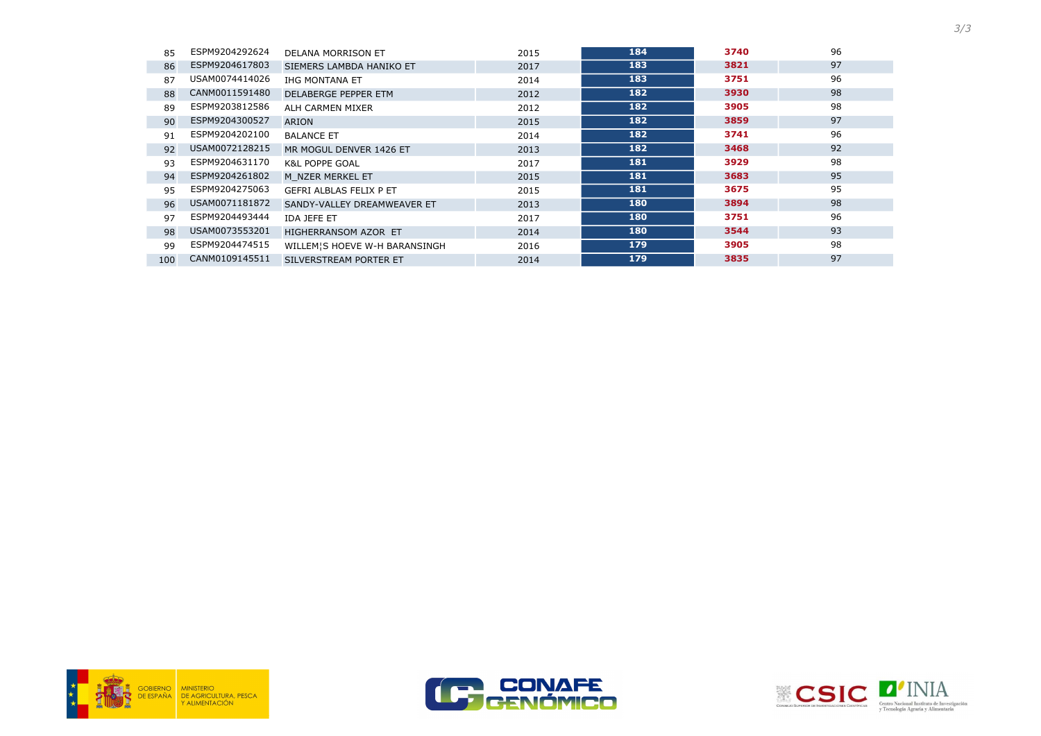| | | | | | | |
|---|---|---|---|---|---|---|
| 85 | ESPM9204292624 | DELANA MORRISON ET | 2015 | **184** | **3740** | 96 |
| 86 | ESPM9204617803 | SIEMERS LAMBDA HANIKO ET | 2017 | **183** | **3821** | 97 |
| 87 | USAM0074414026 | IHG MONTANA ET | 2014 | **183** | **3751** | 96 |
| 88 | CANM0011591480 | DELABERGE PEPPER ETM | 2012 | **182** | **3930** | 98 |
| 89 | ESPM9203812586 | ALH CARMEN MIXER | 2012 | **182** | **3905** | 98 |
| 90 | ESPM9204300527 | ARION | 2015 | **182** | **3859** | 97 |
| 91 | ESPM9204202100 | BALANCE ET | 2014 | **182** | **3741** | 96 |
| 92 | USAM0072128215 | MR MOGUL DENVER 1426 ET | 2013 | **182** | **3468** | 92 |
| 93 | ESPM9204631170 | K&L POPPE GOAL | 2017 | **181** | **3929** | 98 |
| 94 | ESPM9204261802 | M_NZER MERKEL ET | 2015 | **181** | **3683** | 95 |
| 95 | ESPM9204275063 | GEFRI ALBLAS FELIX P ET | 2015 | **181** | **3675** | 95 |
| 96 | USAM0071181872 | SANDY-VALLEY DREAMWEAVER ET | 2013 | **180** | **3894** | 98 |
| 97 | ESPM9204493444 | IDA JEFE ET | 2017 | **180** | **3751** | 96 |
| 98 | USAM0073553201 | HIGHERRANSOM AZOR ET | 2014 | **180** | **3544** | 93 |
| 99 | ESPM9204474515 | WILLEM¦S HOEVE W-H BARANSINGH | 2016 | **179** | **3905** | 98 |
| 100 | CANM0109145511 | SILVERSTREAM PORTER ET | 2014 | **179** | **3835** | 97 |

GOBIERNO DE ESPAÑA MINISTERIO DE AGRICULTURA, PESCA Y ALIMENTACIÓN

CONAFE GENÓMICO

CSIC CONSEJO SUPERIOR DE INVESTIGACIONES CIENTÍFICAS

INIA Centro Nacional Instituto de Investigación y Tecnología Agraria y Alimentaria